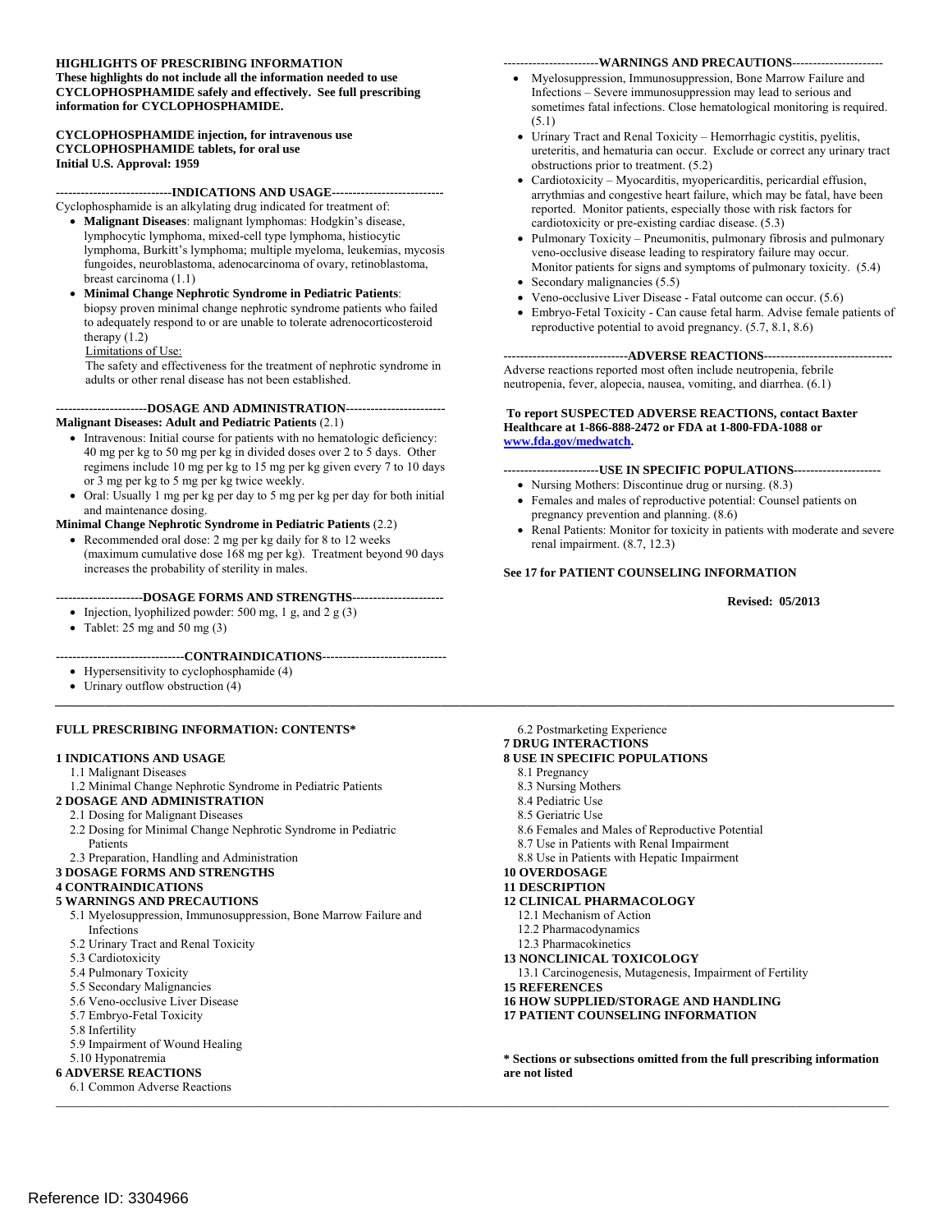**HIGHLIGHTS OF PRESCRIBING INFORMATION**
**These highlights do not include all the information needed to use CYCLOPHOSPHAMIDE safely and effectively. See full prescribing information for CYCLOPHOSPHAMIDE.**

**CYCLOPHOSPHAMIDE injection, for intravenous use**
**CYCLOPHOSPHAMIDE tablets, for oral use**
**Initial U.S. Approval: 1959**

**----------------------------INDICATIONS AND USAGE---------------------------**

Cyclophosphamide is an alkylating drug indicated for treatment of:

- **Malignant Diseases**: malignant lymphomas: Hodgkin's disease, lymphocytic lymphoma, mixed-cell type lymphoma, histiocytic lymphoma, Burkitt's lymphoma; multiple myeloma, leukemias, mycosis fungoides, neuroblastoma, adenocarcinoma of ovary, retinoblastoma, breast carcinoma (1.1)
- **Minimal Change Nephrotic Syndrome in Pediatric Patients**: biopsy proven minimal change nephrotic syndrome patients who failed to adequately respond to or are unable to tolerate adrenocorticosteroid therapy (1.2)

  Limitations of Use:
  The safety and effectiveness for the treatment of nephrotic syndrome in adults or other renal disease has not been established.

**----------------------DOSAGE AND ADMINISTRATION-----------------------**

**Malignant Diseases: Adult and Pediatric Patients** (2.1)

- Intravenous: Initial course for patients with no hematologic deficiency: 40 mg per kg to 50 mg per kg in divided doses over 2 to 5 days. Other regimens include 10 mg per kg to 15 mg per kg given every 7 to 10 days or 3 mg per kg to 5 mg per kg twice weekly.
- Oral: Usually 1 mg per kg per day to 5 mg per kg per day for both initial and maintenance dosing.

**Minimal Change Nephrotic Syndrome in Pediatric Patients** (2.2)

- Recommended oral dose: 2 mg per kg daily for 8 to 12 weeks (maximum cumulative dose 168 mg per kg). Treatment beyond 90 days increases the probability of sterility in males.

**---------------------DOSAGE FORMS AND STRENGTHS----------------------**

- Injection, lyophilized powder: 500 mg, 1 g, and 2 g (3)
- Tablet: 25 mg and 50 mg (3)

**-------------------------------CONTRAINDICATIONS------------------------------**

- Hypersensitivity to cyclophosphamide (4)
- Urinary outflow obstruction (4)

**-----------------------WARNINGS AND PRECAUTIONS---------------------**

- Myelosuppression, Immunosuppression, Bone Marrow Failure and Infections – Severe immunosuppression may lead to serious and sometimes fatal infections. Close hematological monitoring is required. (5.1)
- Urinary Tract and Renal Toxicity – Hemorrhagic cystitis, pyelitis, ureteritis, and hematuria can occur. Exclude or correct any urinary tract obstructions prior to treatment. (5.2)
- Cardiotoxicity – Myocarditis, myopericarditis, pericardial effusion, arrythmias and congestive heart failure, which may be fatal, have been reported. Monitor patients, especially those with risk factors for cardiotoxicity or pre-existing cardiac disease. (5.3)
- Pulmonary Toxicity – Pneumonitis, pulmonary fibrosis and pulmonary veno-occlusive disease leading to respiratory failure may occur. Monitor patients for signs and symptoms of pulmonary toxicity. (5.4)
- Secondary malignancies (5.5)
- Veno-occlusive Liver Disease - Fatal outcome can occur. (5.6)
- Embryo-Fetal Toxicity - Can cause fetal harm. Advise female patients of reproductive potential to avoid pregnancy. (5.7, 8.1, 8.6)

**------------------------------ADVERSE REACTIONS-------------------------------**

Adverse reactions reported most often include neutropenia, febrile neutropenia, fever, alopecia, nausea, vomiting, and diarrhea. (6.1)

**To report SUSPECTED ADVERSE REACTIONS, contact Baxter Healthcare at 1-866-888-2472 or FDA at 1-800-FDA-1088 or www.fda.gov/medwatch.**

**-----------------------USE IN SPECIFIC POPULATIONS--------------------**

- Nursing Mothers: Discontinue drug or nursing. (8.3)
- Females and males of reproductive potential: Counsel patients on pregnancy prevention and planning. (8.6)
- Renal Patients: Monitor for toxicity in patients with moderate and severe renal impairment. (8.7, 12.3)

**See 17 for PATIENT COUNSELING INFORMATION**

**Revised: 05/2013**

---

**FULL PRESCRIBING INFORMATION: CONTENTS***

**1 INDICATIONS AND USAGE**
- 1.1 Malignant Diseases
- 1.2 Minimal Change Nephrotic Syndrome in Pediatric Patients

**2 DOSAGE AND ADMINISTRATION**
- 2.1 Dosing for Malignant Diseases
- 2.2 Dosing for Minimal Change Nephrotic Syndrome in Pediatric Patients
- 2.3 Preparation, Handling and Administration

**3 DOSAGE FORMS AND STRENGTHS**

**4 CONTRAINDICATIONS**

**5 WARNINGS AND PRECAUTIONS**
- 5.1 Myelosuppression, Immunosuppression, Bone Marrow Failure and Infections
- 5.2 Urinary Tract and Renal Toxicity
- 5.3 Cardiotoxicity
- 5.4 Pulmonary Toxicity
- 5.5 Secondary Malignancies
- 5.6 Veno-occlusive Liver Disease
- 5.7 Embryo-Fetal Toxicity
- 5.8 Infertility
- 5.9 Impairment of Wound Healing
- 5.10 Hyponatremia

**6 ADVERSE REACTIONS**
- 6.1 Common Adverse Reactions
- 6.2 Postmarketing Experience

**7 DRUG INTERACTIONS**

**8 USE IN SPECIFIC POPULATIONS**
- 8.1 Pregnancy
- 8.3 Nursing Mothers
- 8.4 Pediatric Use
- 8.5 Geriatric Use
- 8.6 Females and Males of Reproductive Potential
- 8.7 Use in Patients with Renal Impairment
- 8.8 Use in Patients with Hepatic Impairment

**10 OVERDOSAGE**

**11 DESCRIPTION**

**12 CLINICAL PHARMACOLOGY**
- 12.1 Mechanism of Action
- 12.2 Pharmacodynamics
- 12.3 Pharmacokinetics

**13 NONCLINICAL TOXICOLOGY**
- 13.1 Carcinogenesis, Mutagenesis, Impairment of Fertility

**15 REFERENCES**

**16 HOW SUPPLIED/STORAGE AND HANDLING**

**17 PATIENT COUNSELING INFORMATION**

**\* Sections or subsections omitted from the full prescribing information are not listed**

Reference ID: 3304966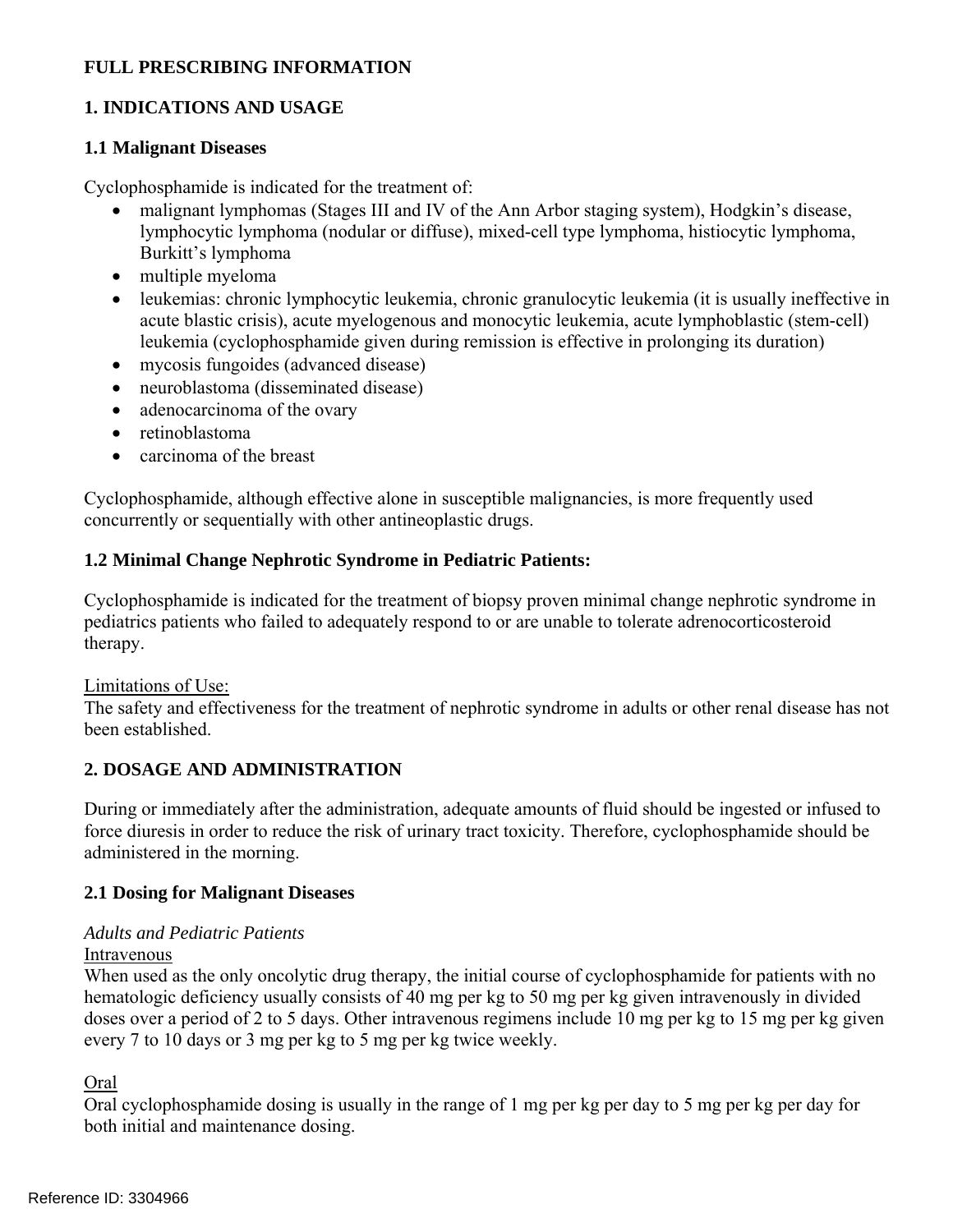# FULL PRESCRIBING INFORMATION

## 1. INDICATIONS AND USAGE

### 1.1 Malignant Diseases

Cyclophosphamide is indicated for the treatment of:

- malignant lymphomas (Stages III and IV of the Ann Arbor staging system), Hodgkin's disease, lymphocytic lymphoma (nodular or diffuse), mixed-cell type lymphoma, histiocytic lymphoma, Burkitt's lymphoma
- multiple myeloma
- leukemias: chronic lymphocytic leukemia, chronic granulocytic leukemia (it is usually ineffective in acute blastic crisis), acute myelogenous and monocytic leukemia, acute lymphoblastic (stem-cell) leukemia (cyclophosphamide given during remission is effective in prolonging its duration)
- mycosis fungoides (advanced disease)
- neuroblastoma (disseminated disease)
- adenocarcinoma of the ovary
- retinoblastoma
- carcinoma of the breast

Cyclophosphamide, although effective alone in susceptible malignancies, is more frequently used concurrently or sequentially with other antineoplastic drugs.

### 1.2 Minimal Change Nephrotic Syndrome in Pediatric Patients:

Cyclophosphamide is indicated for the treatment of biopsy proven minimal change nephrotic syndrome in pediatrics patients who failed to adequately respond to or are unable to tolerate adrenocorticosteroid therapy.

Limitations of Use:
The safety and effectiveness for the treatment of nephrotic syndrome in adults or other renal disease has not been established.

## 2. DOSAGE AND ADMINISTRATION

During or immediately after the administration, adequate amounts of fluid should be ingested or infused to force diuresis in order to reduce the risk of urinary tract toxicity. Therefore, cyclophosphamide should be administered in the morning.

### 2.1 Dosing for Malignant Diseases

*Adults and Pediatric Patients*

Intravenous

When used as the only oncolytic drug therapy, the initial course of cyclophosphamide for patients with no hematologic deficiency usually consists of 40 mg per kg to 50 mg per kg given intravenously in divided doses over a period of 2 to 5 days. Other intravenous regimens include 10 mg per kg to 15 mg per kg given every 7 to 10 days or 3 mg per kg to 5 mg per kg twice weekly.

Oral

Oral cyclophosphamide dosing is usually in the range of 1 mg per kg per day to 5 mg per kg per day for both initial and maintenance dosing.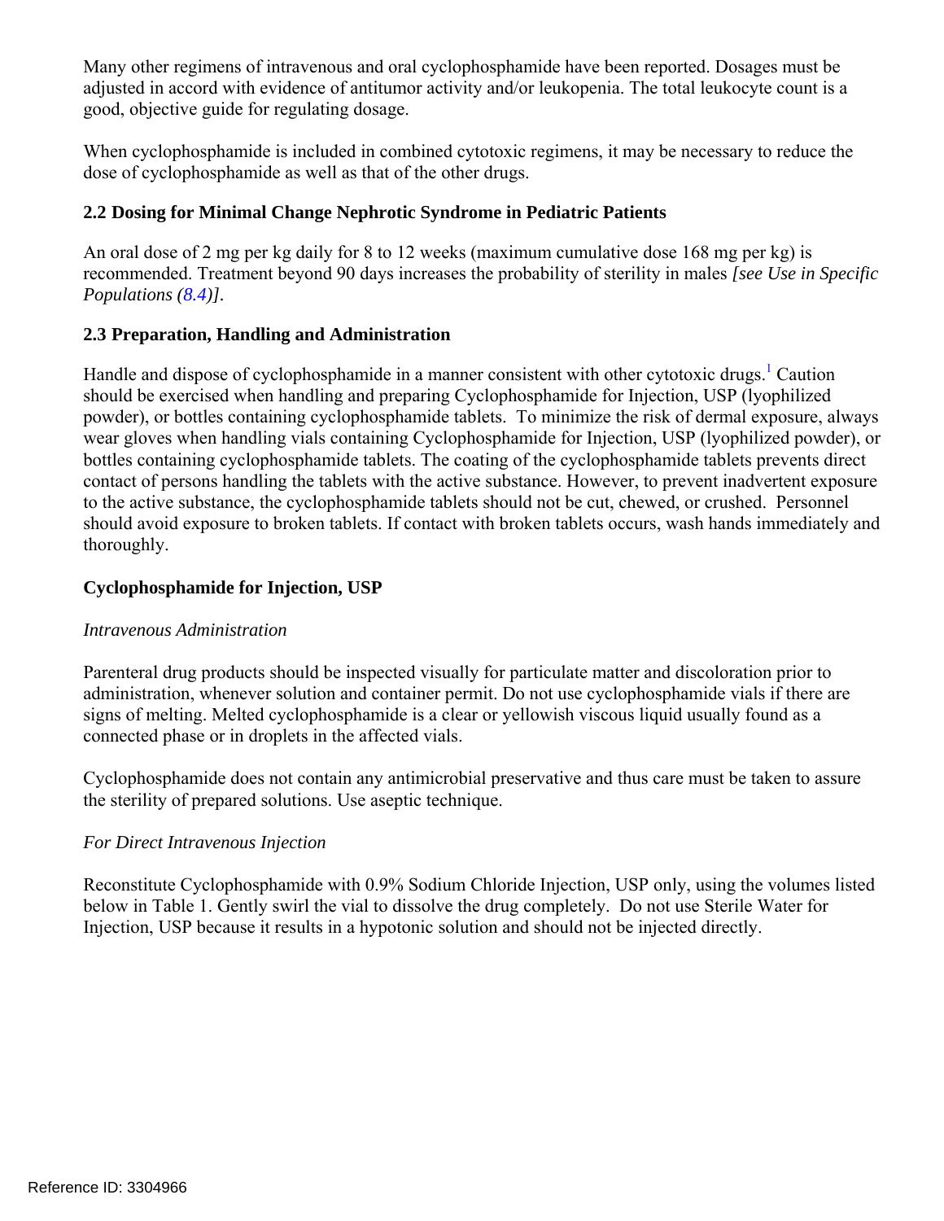Many other regimens of intravenous and oral cyclophosphamide have been reported. Dosages must be adjusted in accord with evidence of antitumor activity and/or leukopenia. The total leukocyte count is a good, objective guide for regulating dosage.

When cyclophosphamide is included in combined cytotoxic regimens, it may be necessary to reduce the dose of cyclophosphamide as well as that of the other drugs.

### 2.2 Dosing for Minimal Change Nephrotic Syndrome in Pediatric Patients

An oral dose of 2 mg per kg daily for 8 to 12 weeks (maximum cumulative dose 168 mg per kg) is recommended. Treatment beyond 90 days increases the probability of sterility in males *[see Use in Specific Populations (8.4)]*.

### 2.3 Preparation, Handling and Administration

Handle and dispose of cyclophosphamide in a manner consistent with other cytotoxic drugs.[1] Caution should be exercised when handling and preparing Cyclophosphamide for Injection, USP (lyophilized powder), or bottles containing cyclophosphamide tablets. To minimize the risk of dermal exposure, always wear gloves when handling vials containing Cyclophosphamide for Injection, USP (lyophilized powder), or bottles containing cyclophosphamide tablets. The coating of the cyclophosphamide tablets prevents direct contact of persons handling the tablets with the active substance. However, to prevent inadvertent exposure to the active substance, the cyclophosphamide tablets should not be cut, chewed, or crushed. Personnel should avoid exposure to broken tablets. If contact with broken tablets occurs, wash hands immediately and thoroughly.

**Cyclophosphamide for Injection, USP**

*Intravenous Administration*

Parenteral drug products should be inspected visually for particulate matter and discoloration prior to administration, whenever solution and container permit. Do not use cyclophosphamide vials if there are signs of melting. Melted cyclophosphamide is a clear or yellowish viscous liquid usually found as a connected phase or in droplets in the affected vials.

Cyclophosphamide does not contain any antimicrobial preservative and thus care must be taken to assure the sterility of prepared solutions. Use aseptic technique.

*For Direct Intravenous Injection*

Reconstitute Cyclophosphamide with 0.9% Sodium Chloride Injection, USP only, using the volumes listed below in Table 1. Gently swirl the vial to dissolve the drug completely. Do not use Sterile Water for Injection, USP because it results in a hypotonic solution and should not be injected directly.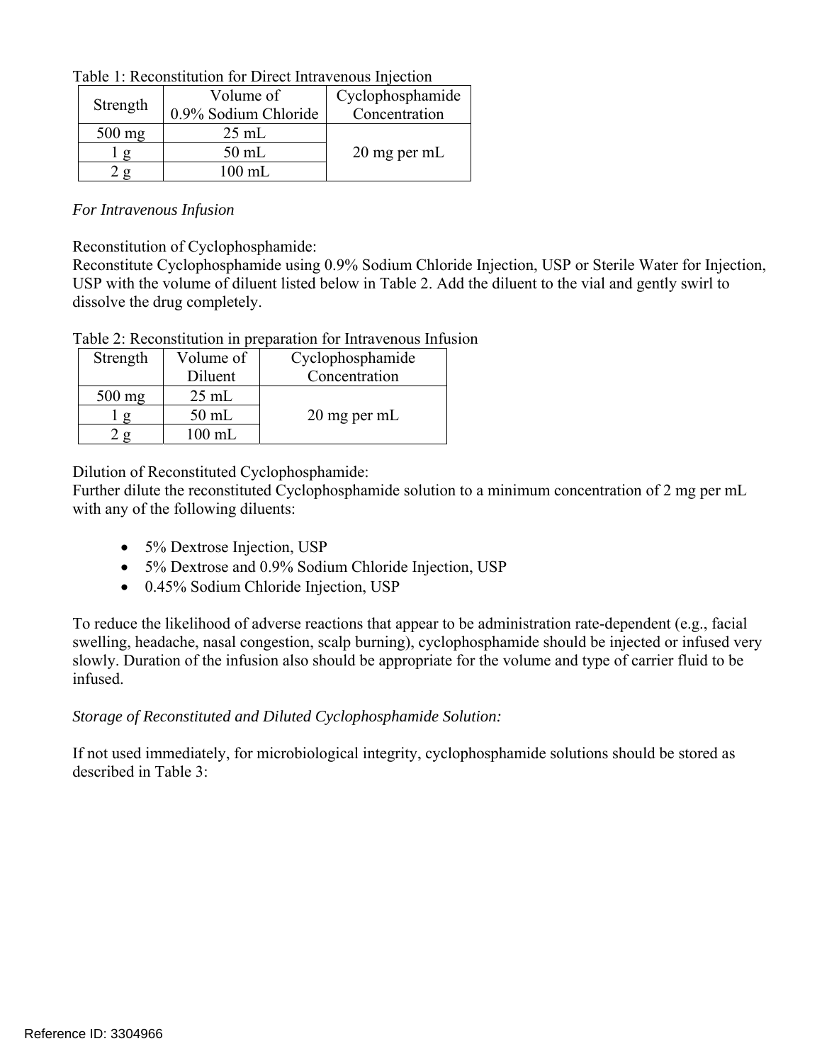Table 1: Reconstitution for Direct Intravenous Injection

| Strength | Volume of 0.9% Sodium Chloride | Cyclophosphamide Concentration |
|---|---|---|
| 500 mg | 25 mL | 20 mg per mL |
| 1 g | 50 mL | |
| 2 g | 100 mL | |

*For Intravenous Infusion*

Reconstitution of Cyclophosphamide:
Reconstitute Cyclophosphamide using 0.9% Sodium Chloride Injection, USP or Sterile Water for Injection, USP with the volume of diluent listed below in Table 2. Add the diluent to the vial and gently swirl to dissolve the drug completely.

Table 2: Reconstitution in preparation for Intravenous Infusion

| Strength | Volume of Diluent | Cyclophosphamide Concentration |
|---|---|---|
| 500 mg | 25 mL | 20 mg per mL |
| 1 g | 50 mL | |
| 2 g | 100 mL | |

Dilution of Reconstituted Cyclophosphamide:
Further dilute the reconstituted Cyclophosphamide solution to a minimum concentration of 2 mg per mL with any of the following diluents:

- 5% Dextrose Injection, USP
- 5% Dextrose and 0.9% Sodium Chloride Injection, USP
- 0.45% Sodium Chloride Injection, USP

To reduce the likelihood of adverse reactions that appear to be administration rate-dependent (e.g., facial swelling, headache, nasal congestion, scalp burning), cyclophosphamide should be injected or infused very slowly. Duration of the infusion also should be appropriate for the volume and type of carrier fluid to be infused.

*Storage of Reconstituted and Diluted Cyclophosphamide Solution:*

If not used immediately, for microbiological integrity, cyclophosphamide solutions should be stored as described in Table 3: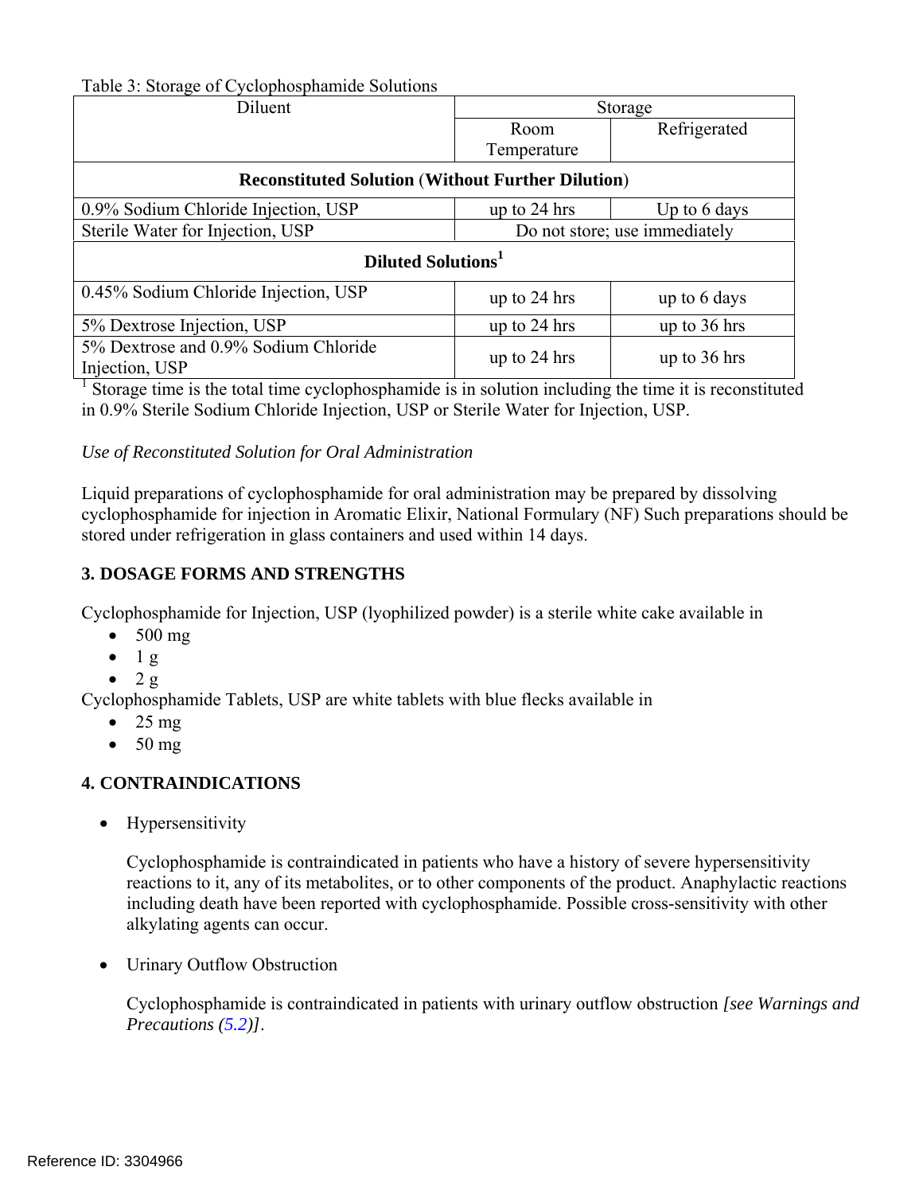Table 3: Storage of Cyclophosphamide Solutions

| Diluent | Storage | |
|---|---|---|
| | Room Temperature | Refrigerated |
| **Reconstituted Solution (Without Further Dilution)** | | |
| 0.9% Sodium Chloride Injection, USP | up to 24 hrs | Up to 6 days |
| Sterile Water for Injection, USP | Do not store; use immediately | |
| **Diluted Solutions**[1] | | |
| 0.45% Sodium Chloride Injection, USP | up to 24 hrs | up to 6 days |
| 5% Dextrose Injection, USP | up to 24 hrs | up to 36 hrs |
| 5% Dextrose and 0.9% Sodium Chloride Injection, USP | up to 24 hrs | up to 36 hrs |

[1] Storage time is the total time cyclophosphamide is in solution including the time it is reconstituted in 0.9% Sterile Sodium Chloride Injection, USP or Sterile Water for Injection, USP.

*Use of Reconstituted Solution for Oral Administration*

Liquid preparations of cyclophosphamide for oral administration may be prepared by dissolving cyclophosphamide for injection in Aromatic Elixir, National Formulary (NF) Such preparations should be stored under refrigeration in glass containers and used within 14 days.

## 3. DOSAGE FORMS AND STRENGTHS

Cyclophosphamide for Injection, USP (lyophilized powder) is a sterile white cake available in

- 500 mg
- 1 g
- 2 g

Cyclophosphamide Tablets, USP are white tablets with blue flecks available in

- 25 mg
- 50 mg

## 4. CONTRAINDICATIONS

- Hypersensitivity

  Cyclophosphamide is contraindicated in patients who have a history of severe hypersensitivity reactions to it, any of its metabolites, or to other components of the product. Anaphylactic reactions including death have been reported with cyclophosphamide. Possible cross-sensitivity with other alkylating agents can occur.

- Urinary Outflow Obstruction

  Cyclophosphamide is contraindicated in patients with urinary outflow obstruction *[see Warnings and Precautions (5.2)]*.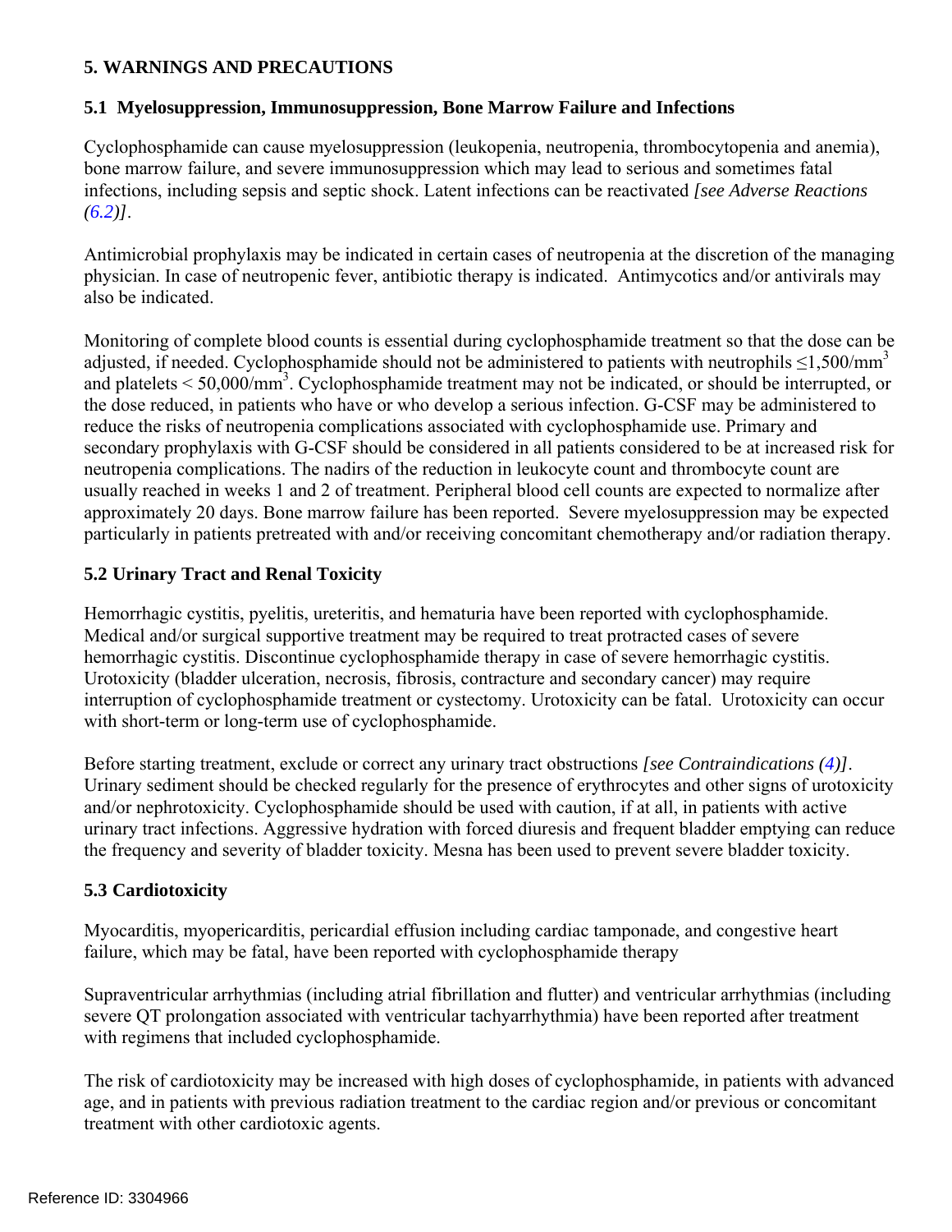## 5. WARNINGS AND PRECAUTIONS

### 5.1 Myelosuppression, Immunosuppression, Bone Marrow Failure and Infections

Cyclophosphamide can cause myelosuppression (leukopenia, neutropenia, thrombocytopenia and anemia), bone marrow failure, and severe immunosuppression which may lead to serious and sometimes fatal infections, including sepsis and septic shock. Latent infections can be reactivated *[see Adverse Reactions (6.2)]*.

Antimicrobial prophylaxis may be indicated in certain cases of neutropenia at the discretion of the managing physician. In case of neutropenic fever, antibiotic therapy is indicated. Antimycotics and/or antivirals may also be indicated.

Monitoring of complete blood counts is essential during cyclophosphamide treatment so that the dose can be adjusted, if needed. Cyclophosphamide should not be administered to patients with neutrophils $\leq$1,500/mm$^3$ and platelets < 50,000/mm$^3$. Cyclophosphamide treatment may not be indicated, or should be interrupted, or the dose reduced, in patients who have or who develop a serious infection. G-CSF may be administered to reduce the risks of neutropenia complications associated with cyclophosphamide use. Primary and secondary prophylaxis with G-CSF should be considered in all patients considered to be at increased risk for neutropenia complications. The nadirs of the reduction in leukocyte count and thrombocyte count are usually reached in weeks 1 and 2 of treatment. Peripheral blood cell counts are expected to normalize after approximately 20 days. Bone marrow failure has been reported. Severe myelosuppression may be expected particularly in patients pretreated with and/or receiving concomitant chemotherapy and/or radiation therapy.

### 5.2 Urinary Tract and Renal Toxicity

Hemorrhagic cystitis, pyelitis, ureteritis, and hematuria have been reported with cyclophosphamide. Medical and/or surgical supportive treatment may be required to treat protracted cases of severe hemorrhagic cystitis. Discontinue cyclophosphamide therapy in case of severe hemorrhagic cystitis. Urotoxicity (bladder ulceration, necrosis, fibrosis, contracture and secondary cancer) may require interruption of cyclophosphamide treatment or cystectomy. Urotoxicity can be fatal. Urotoxicity can occur with short-term or long-term use of cyclophosphamide.

Before starting treatment, exclude or correct any urinary tract obstructions *[see Contraindications (4)]*. Urinary sediment should be checked regularly for the presence of erythrocytes and other signs of urotoxicity and/or nephrotoxicity. Cyclophosphamide should be used with caution, if at all, in patients with active urinary tract infections. Aggressive hydration with forced diuresis and frequent bladder emptying can reduce the frequency and severity of bladder toxicity. Mesna has been used to prevent severe bladder toxicity.

### 5.3 Cardiotoxicity

Myocarditis, myopericarditis, pericardial effusion including cardiac tamponade, and congestive heart failure, which may be fatal, have been reported with cyclophosphamide therapy

Supraventricular arrhythmias (including atrial fibrillation and flutter) and ventricular arrhythmias (including severe QT prolongation associated with ventricular tachyarrhythmia) have been reported after treatment with regimens that included cyclophosphamide.

The risk of cardiotoxicity may be increased with high doses of cyclophosphamide, in patients with advanced age, and in patients with previous radiation treatment to the cardiac region and/or previous or concomitant treatment with other cardiotoxic agents.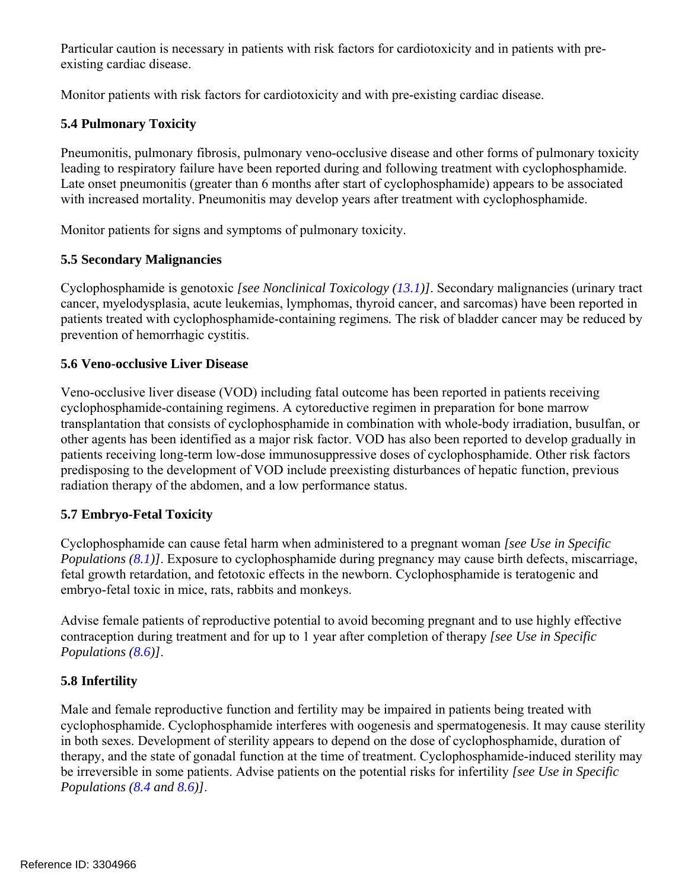Particular caution is necessary in patients with risk factors for cardiotoxicity and in patients with pre-existing cardiac disease.

Monitor patients with risk factors for cardiotoxicity and with pre-existing cardiac disease.

### 5.4 Pulmonary Toxicity

Pneumonitis, pulmonary fibrosis, pulmonary veno-occlusive disease and other forms of pulmonary toxicity leading to respiratory failure have been reported during and following treatment with cyclophosphamide. Late onset pneumonitis (greater than 6 months after start of cyclophosphamide) appears to be associated with increased mortality. Pneumonitis may develop years after treatment with cyclophosphamide.

Monitor patients for signs and symptoms of pulmonary toxicity.

### 5.5 Secondary Malignancies

Cyclophosphamide is genotoxic *[see Nonclinical Toxicology (13.1)]*. Secondary malignancies (urinary tract cancer, myelodysplasia, acute leukemias, lymphomas, thyroid cancer, and sarcomas) have been reported in patients treated with cyclophosphamide-containing regimens. The risk of bladder cancer may be reduced by prevention of hemorrhagic cystitis.

### 5.6 Veno-occlusive Liver Disease

Veno-occlusive liver disease (VOD) including fatal outcome has been reported in patients receiving cyclophosphamide-containing regimens. A cytoreductive regimen in preparation for bone marrow transplantation that consists of cyclophosphamide in combination with whole-body irradiation, busulfan, or other agents has been identified as a major risk factor. VOD has also been reported to develop gradually in patients receiving long-term low-dose immunosuppressive doses of cyclophosphamide. Other risk factors predisposing to the development of VOD include preexisting disturbances of hepatic function, previous radiation therapy of the abdomen, and a low performance status.

### 5.7 Embryo-Fetal Toxicity

Cyclophosphamide can cause fetal harm when administered to a pregnant woman *[see Use in Specific Populations (8.1)]*. Exposure to cyclophosphamide during pregnancy may cause birth defects, miscarriage, fetal growth retardation, and fetotoxic effects in the newborn. Cyclophosphamide is teratogenic and embryo-fetal toxic in mice, rats, rabbits and monkeys.

Advise female patients of reproductive potential to avoid becoming pregnant and to use highly effective contraception during treatment and for up to 1 year after completion of therapy *[see Use in Specific Populations (8.6)]*.

### 5.8 Infertility

Male and female reproductive function and fertility may be impaired in patients being treated with cyclophosphamide. Cyclophosphamide interferes with oogenesis and spermatogenesis. It may cause sterility in both sexes. Development of sterility appears to depend on the dose of cyclophosphamide, duration of therapy, and the state of gonadal function at the time of treatment. Cyclophosphamide-induced sterility may be irreversible in some patients. Advise patients on the potential risks for infertility *[see Use in Specific Populations (8.4 and 8.6)]*.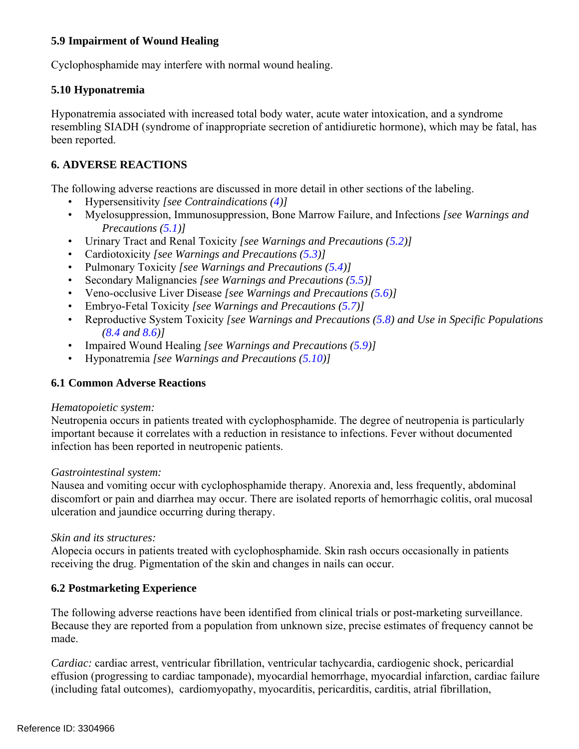### 5.9 Impairment of Wound Healing

Cyclophosphamide may interfere with normal wound healing.

### 5.10 Hyponatremia

Hyponatremia associated with increased total body water, acute water intoxication, and a syndrome resembling SIADH (syndrome of inappropriate secretion of antidiuretic hormone), which may be fatal, has been reported.

## 6. ADVERSE REACTIONS

The following adverse reactions are discussed in more detail in other sections of the labeling.

- Hypersensitivity *[see Contraindications (4)]*
- Myelosuppression, Immunosuppression, Bone Marrow Failure, and Infections *[see Warnings and Precautions (5.1)]*
- Urinary Tract and Renal Toxicity *[see Warnings and Precautions (5.2)]*
- Cardiotoxicity *[see Warnings and Precautions (5.3)]*
- Pulmonary Toxicity *[see Warnings and Precautions (5.4)]*
- Secondary Malignancies *[see Warnings and Precautions (5.5)]*
- Veno-occlusive Liver Disease *[see Warnings and Precautions (5.6)]*
- Embryo-Fetal Toxicity *[see Warnings and Precautions (5.7)]*
- Reproductive System Toxicity *[see Warnings and Precautions (5.8) and Use in Specific Populations (8.4 and 8.6)]*
- Impaired Wound Healing *[see Warnings and Precautions (5.9)]*
- Hyponatremia *[see Warnings and Precautions (5.10)]*

### 6.1 Common Adverse Reactions

*Hematopoietic system:*
Neutropenia occurs in patients treated with cyclophosphamide. The degree of neutropenia is particularly important because it correlates with a reduction in resistance to infections. Fever without documented infection has been reported in neutropenic patients.

*Gastrointestinal system:*
Nausea and vomiting occur with cyclophosphamide therapy. Anorexia and, less frequently, abdominal discomfort or pain and diarrhea may occur. There are isolated reports of hemorrhagic colitis, oral mucosal ulceration and jaundice occurring during therapy.

*Skin and its structures:*
Alopecia occurs in patients treated with cyclophosphamide. Skin rash occurs occasionally in patients receiving the drug. Pigmentation of the skin and changes in nails can occur.

### 6.2 Postmarketing Experience

The following adverse reactions have been identified from clinical trials or post-marketing surveillance. Because they are reported from a population from unknown size, precise estimates of frequency cannot be made.

*Cardiac:* cardiac arrest, ventricular fibrillation, ventricular tachycardia, cardiogenic shock, pericardial effusion (progressing to cardiac tamponade), myocardial hemorrhage, myocardial infarction, cardiac failure (including fatal outcomes), cardiomyopathy, myocarditis, pericarditis, carditis, atrial fibrillation,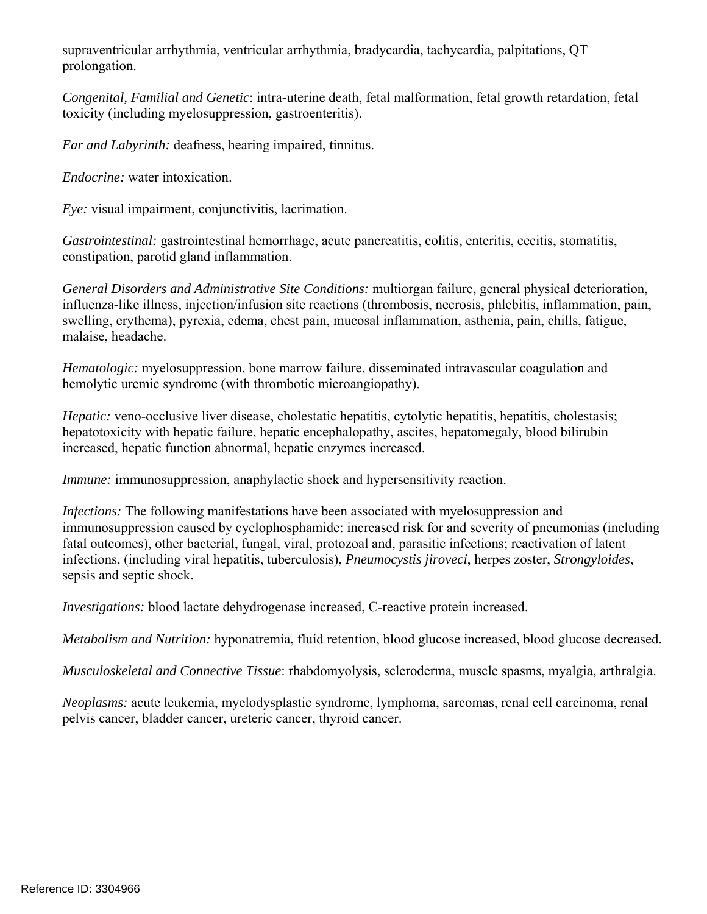supraventricular arrhythmia, ventricular arrhythmia, bradycardia, tachycardia, palpitations, QT prolongation.

*Congenital, Familial and Genetic*: intra-uterine death, fetal malformation, fetal growth retardation, fetal toxicity (including myelosuppression, gastroenteritis).

*Ear and Labyrinth:* deafness, hearing impaired, tinnitus.

*Endocrine:* water intoxication.

*Eye:* visual impairment, conjunctivitis, lacrimation.

*Gastrointestinal:* gastrointestinal hemorrhage, acute pancreatitis, colitis, enteritis, cecitis, stomatitis, constipation, parotid gland inflammation.

*General Disorders and Administrative Site Conditions:* multiorgan failure, general physical deterioration, influenza-like illness, injection/infusion site reactions (thrombosis, necrosis, phlebitis, inflammation, pain, swelling, erythema), pyrexia, edema, chest pain, mucosal inflammation, asthenia, pain, chills, fatigue, malaise, headache.

*Hematologic:* myelosuppression, bone marrow failure, disseminated intravascular coagulation and hemolytic uremic syndrome (with thrombotic microangiopathy).

*Hepatic:* veno-occlusive liver disease, cholestatic hepatitis, cytolytic hepatitis, hepatitis, cholestasis; hepatotoxicity with hepatic failure, hepatic encephalopathy, ascites, hepatomegaly, blood bilirubin increased, hepatic function abnormal, hepatic enzymes increased.

*Immune:* immunosuppression, anaphylactic shock and hypersensitivity reaction.

*Infections:* The following manifestations have been associated with myelosuppression and immunosuppression caused by cyclophosphamide: increased risk for and severity of pneumonias (including fatal outcomes), other bacterial, fungal, viral, protozoal and, parasitic infections; reactivation of latent infections, (including viral hepatitis, tuberculosis), *Pneumocystis jiroveci*, herpes zoster, *Strongyloides*, sepsis and septic shock.

*Investigations:* blood lactate dehydrogenase increased, C-reactive protein increased.

*Metabolism and Nutrition:* hyponatremia, fluid retention, blood glucose increased, blood glucose decreased.

*Musculoskeletal and Connective Tissue*: rhabdomyolysis, scleroderma, muscle spasms, myalgia, arthralgia.

*Neoplasms:* acute leukemia, myelodysplastic syndrome, lymphoma, sarcomas, renal cell carcinoma, renal pelvis cancer, bladder cancer, ureteric cancer, thyroid cancer.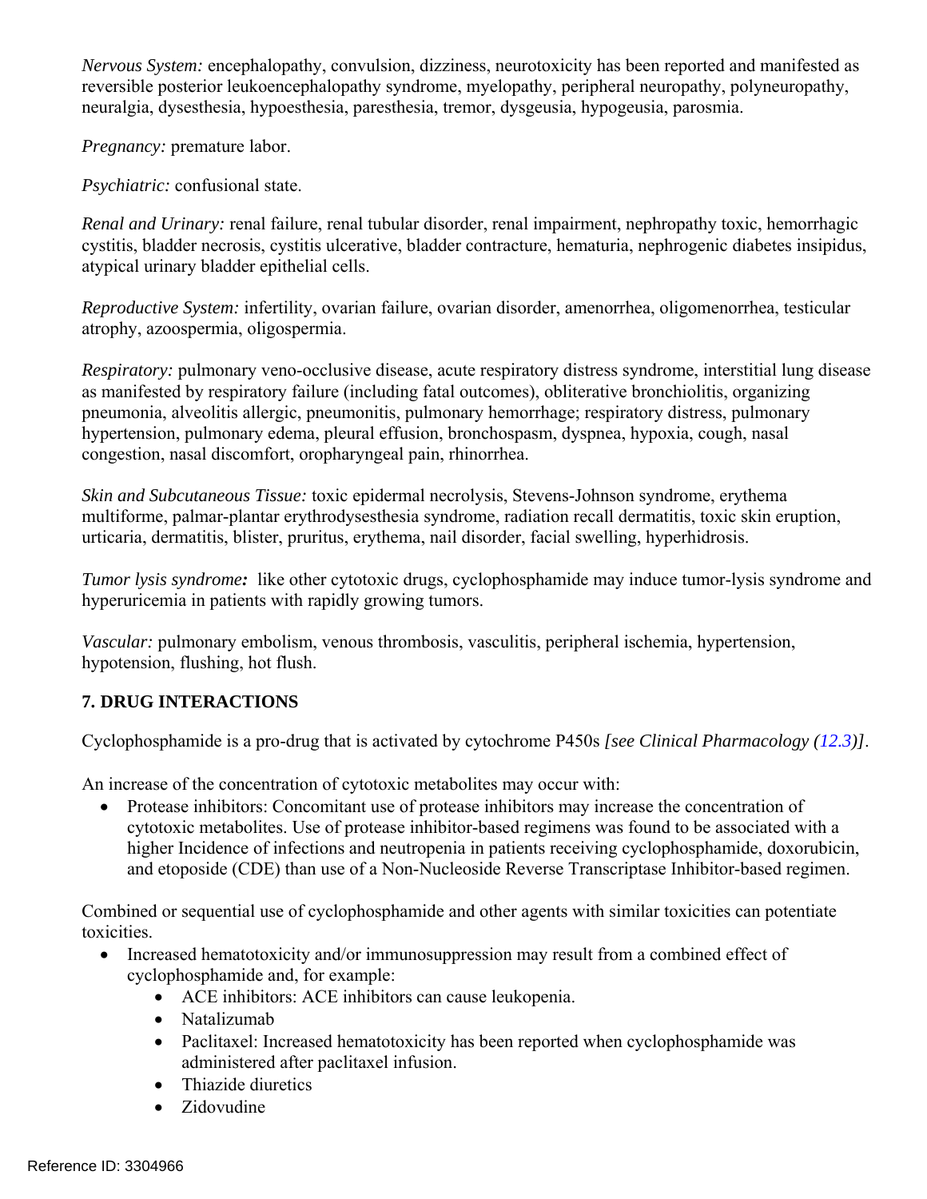*Nervous System:* encephalopathy, convulsion, dizziness, neurotoxicity has been reported and manifested as reversible posterior leukoencephalopathy syndrome, myelopathy, peripheral neuropathy, polyneuropathy, neuralgia, dysesthesia, hypoesthesia, paresthesia, tremor, dysgeusia, hypogeusia, parosmia.

*Pregnancy:* premature labor.

*Psychiatric:* confusional state.

*Renal and Urinary:* renal failure, renal tubular disorder, renal impairment, nephropathy toxic, hemorrhagic cystitis, bladder necrosis, cystitis ulcerative, bladder contracture, hematuria, nephrogenic diabetes insipidus, atypical urinary bladder epithelial cells.

*Reproductive System:* infertility, ovarian failure, ovarian disorder, amenorrhea, oligomenorrhea, testicular atrophy, azoospermia, oligospermia.

*Respiratory:* pulmonary veno-occlusive disease, acute respiratory distress syndrome, interstitial lung disease as manifested by respiratory failure (including fatal outcomes), obliterative bronchiolitis, organizing pneumonia, alveolitis allergic, pneumonitis, pulmonary hemorrhage; respiratory distress, pulmonary hypertension, pulmonary edema, pleural effusion, bronchospasm, dyspnea, hypoxia, cough, nasal congestion, nasal discomfort, oropharyngeal pain, rhinorrhea.

*Skin and Subcutaneous Tissue:* toxic epidermal necrolysis, Stevens-Johnson syndrome, erythema multiforme, palmar-plantar erythrodysesthesia syndrome, radiation recall dermatitis, toxic skin eruption, urticaria, dermatitis, blister, pruritus, erythema, nail disorder, facial swelling, hyperhidrosis.

*Tumor lysis syndrome:* like other cytotoxic drugs, cyclophosphamide may induce tumor-lysis syndrome and hyperuricemia in patients with rapidly growing tumors.

*Vascular:* pulmonary embolism, venous thrombosis, vasculitis, peripheral ischemia, hypertension, hypotension, flushing, hot flush.

## 7. DRUG INTERACTIONS

Cyclophosphamide is a pro-drug that is activated by cytochrome P450s *[see Clinical Pharmacology (12.3)]*.

An increase of the concentration of cytotoxic metabolites may occur with:

- Protease inhibitors: Concomitant use of protease inhibitors may increase the concentration of cytotoxic metabolites. Use of protease inhibitor-based regimens was found to be associated with a higher Incidence of infections and neutropenia in patients receiving cyclophosphamide, doxorubicin, and etoposide (CDE) than use of a Non-Nucleoside Reverse Transcriptase Inhibitor-based regimen.

Combined or sequential use of cyclophosphamide and other agents with similar toxicities can potentiate toxicities.

- Increased hematotoxicity and/or immunosuppression may result from a combined effect of cyclophosphamide and, for example:
  - ACE inhibitors: ACE inhibitors can cause leukopenia.
  - Natalizumab
  - Paclitaxel: Increased hematotoxicity has been reported when cyclophosphamide was administered after paclitaxel infusion.
  - Thiazide diuretics
  - Zidovudine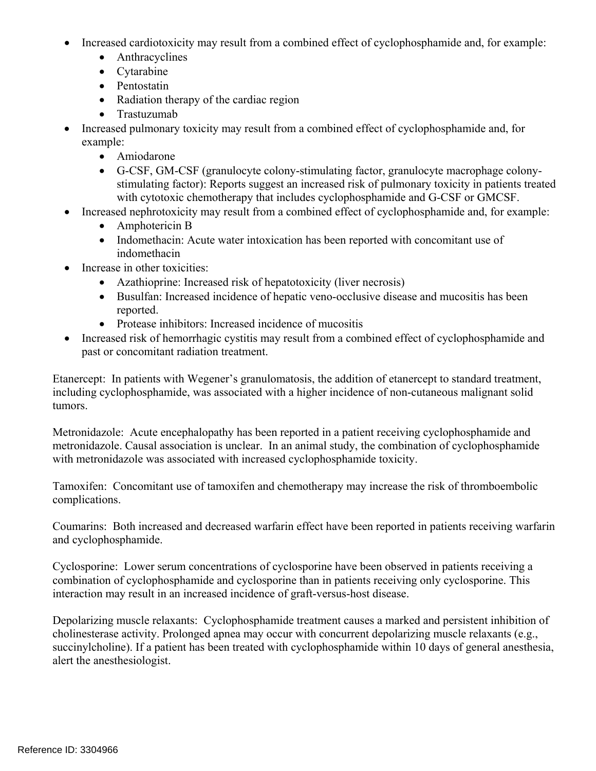- Increased cardiotoxicity may result from a combined effect of cyclophosphamide and, for example:
  - Anthracyclines
  - Cytarabine
  - Pentostatin
  - Radiation therapy of the cardiac region
  - Trastuzumab
- Increased pulmonary toxicity may result from a combined effect of cyclophosphamide and, for example:
  - Amiodarone
  - G-CSF, GM-CSF (granulocyte colony-stimulating factor, granulocyte macrophage colony-stimulating factor): Reports suggest an increased risk of pulmonary toxicity in patients treated with cytotoxic chemotherapy that includes cyclophosphamide and G-CSF or GMCSF.
- Increased nephrotoxicity may result from a combined effect of cyclophosphamide and, for example:
  - Amphotericin B
  - Indomethacin: Acute water intoxication has been reported with concomitant use of indomethacin
- Increase in other toxicities:
  - Azathioprine: Increased risk of hepatotoxicity (liver necrosis)
  - Busulfan: Increased incidence of hepatic veno-occlusive disease and mucositis has been reported.
  - Protease inhibitors: Increased incidence of mucositis
- Increased risk of hemorrhagic cystitis may result from a combined effect of cyclophosphamide and past or concomitant radiation treatment.

Etanercept: In patients with Wegener's granulomatosis, the addition of etanercept to standard treatment, including cyclophosphamide, was associated with a higher incidence of non-cutaneous malignant solid tumors.

Metronidazole: Acute encephalopathy has been reported in a patient receiving cyclophosphamide and metronidazole. Causal association is unclear. In an animal study, the combination of cyclophosphamide with metronidazole was associated with increased cyclophosphamide toxicity.

Tamoxifen: Concomitant use of tamoxifen and chemotherapy may increase the risk of thromboembolic complications.

Coumarins: Both increased and decreased warfarin effect have been reported in patients receiving warfarin and cyclophosphamide.

Cyclosporine: Lower serum concentrations of cyclosporine have been observed in patients receiving a combination of cyclophosphamide and cyclosporine than in patients receiving only cyclosporine. This interaction may result in an increased incidence of graft-versus-host disease.

Depolarizing muscle relaxants: Cyclophosphamide treatment causes a marked and persistent inhibition of cholinesterase activity. Prolonged apnea may occur with concurrent depolarizing muscle relaxants (e.g., succinylcholine). If a patient has been treated with cyclophosphamide within 10 days of general anesthesia, alert the anesthesiologist.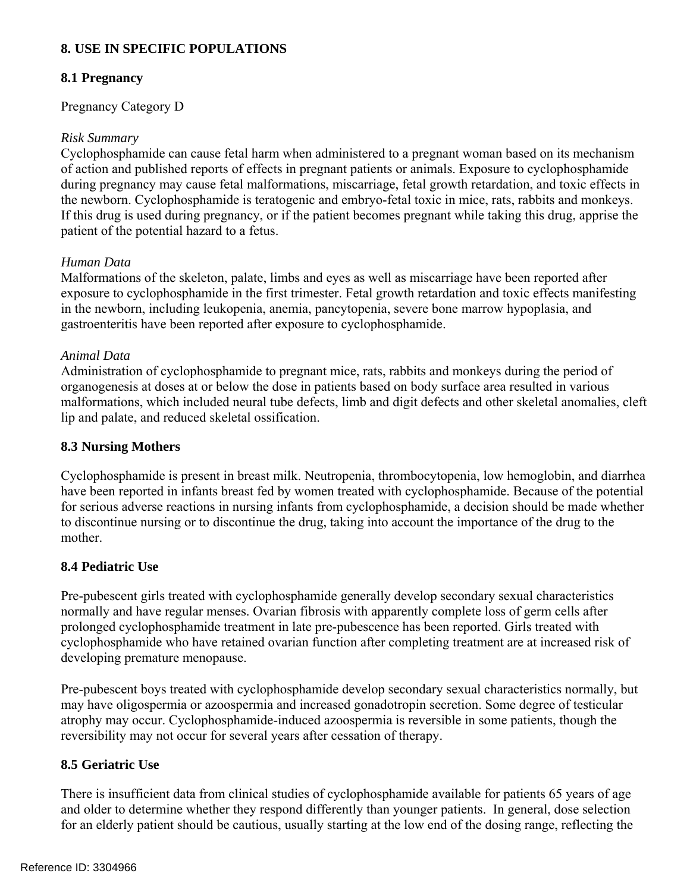## 8. USE IN SPECIFIC POPULATIONS

### 8.1 Pregnancy

Pregnancy Category D

*Risk Summary*
Cyclophosphamide can cause fetal harm when administered to a pregnant woman based on its mechanism of action and published reports of effects in pregnant patients or animals. Exposure to cyclophosphamide during pregnancy may cause fetal malformations, miscarriage, fetal growth retardation, and toxic effects in the newborn. Cyclophosphamide is teratogenic and embryo-fetal toxic in mice, rats, rabbits and monkeys. If this drug is used during pregnancy, or if the patient becomes pregnant while taking this drug, apprise the patient of the potential hazard to a fetus.

*Human Data*
Malformations of the skeleton, palate, limbs and eyes as well as miscarriage have been reported after exposure to cyclophosphamide in the first trimester. Fetal growth retardation and toxic effects manifesting in the newborn, including leukopenia, anemia, pancytopenia, severe bone marrow hypoplasia, and gastroenteritis have been reported after exposure to cyclophosphamide.

*Animal Data*
Administration of cyclophosphamide to pregnant mice, rats, rabbits and monkeys during the period of organogenesis at doses at or below the dose in patients based on body surface area resulted in various malformations, which included neural tube defects, limb and digit defects and other skeletal anomalies, cleft lip and palate, and reduced skeletal ossification.

### 8.3 Nursing Mothers

Cyclophosphamide is present in breast milk. Neutropenia, thrombocytopenia, low hemoglobin, and diarrhea have been reported in infants breast fed by women treated with cyclophosphamide. Because of the potential for serious adverse reactions in nursing infants from cyclophosphamide, a decision should be made whether to discontinue nursing or to discontinue the drug, taking into account the importance of the drug to the mother.

### 8.4 Pediatric Use

Pre-pubescent girls treated with cyclophosphamide generally develop secondary sexual characteristics normally and have regular menses. Ovarian fibrosis with apparently complete loss of germ cells after prolonged cyclophosphamide treatment in late pre-pubescence has been reported. Girls treated with cyclophosphamide who have retained ovarian function after completing treatment are at increased risk of developing premature menopause.

Pre-pubescent boys treated with cyclophosphamide develop secondary sexual characteristics normally, but may have oligospermia or azoospermia and increased gonadotropin secretion. Some degree of testicular atrophy may occur. Cyclophosphamide-induced azoospermia is reversible in some patients, though the reversibility may not occur for several years after cessation of therapy.

### 8.5 Geriatric Use

There is insufficient data from clinical studies of cyclophosphamide available for patients 65 years of age and older to determine whether they respond differently than younger patients. In general, dose selection for an elderly patient should be cautious, usually starting at the low end of the dosing range, reflecting the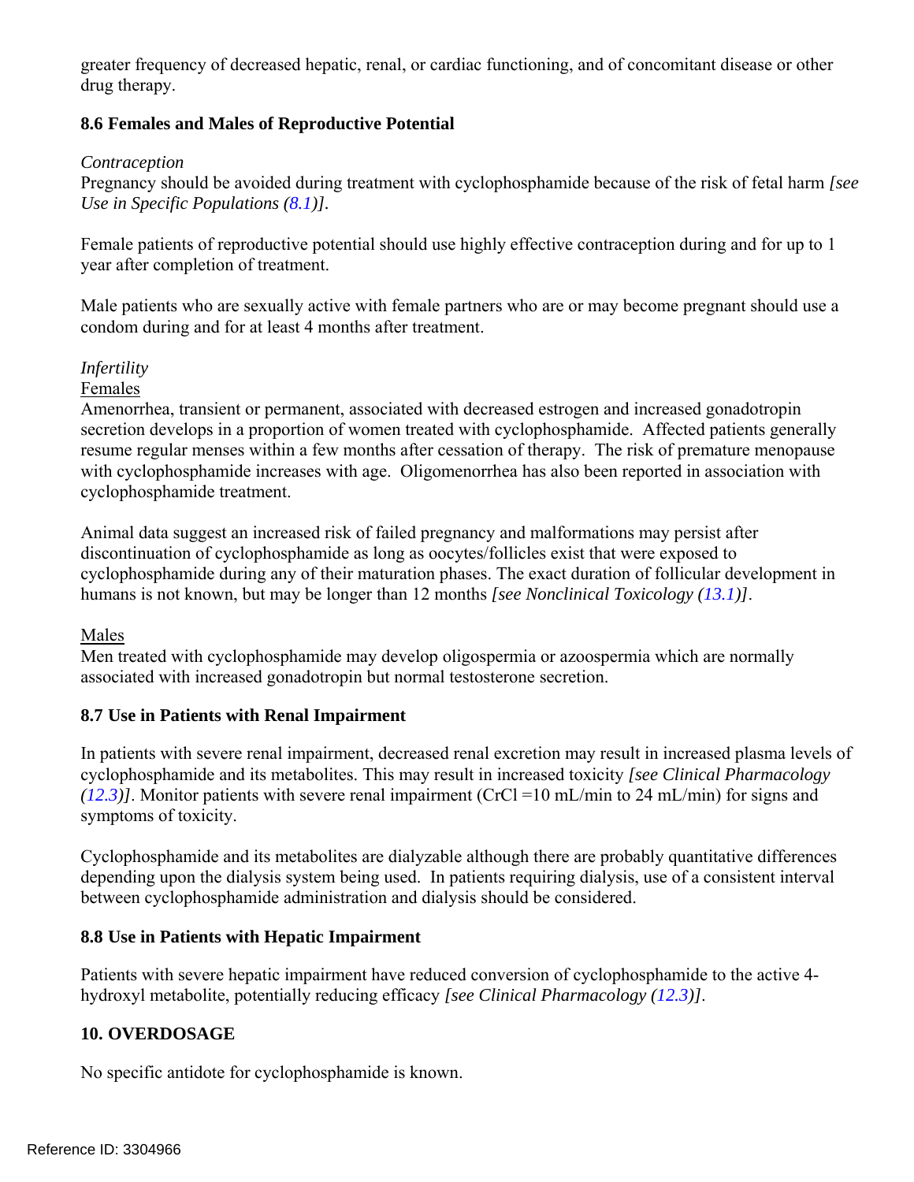greater frequency of decreased hepatic, renal, or cardiac functioning, and of concomitant disease or other drug therapy.

### 8.6 Females and Males of Reproductive Potential

*Contraception*

Pregnancy should be avoided during treatment with cyclophosphamide because of the risk of fetal harm *[see Use in Specific Populations (8.1)]*.

Female patients of reproductive potential should use highly effective contraception during and for up to 1 year after completion of treatment.

Male patients who are sexually active with female partners who are or may become pregnant should use a condom during and for at least 4 months after treatment.

*Infertility*

Females

Amenorrhea, transient or permanent, associated with decreased estrogen and increased gonadotropin secretion develops in a proportion of women treated with cyclophosphamide. Affected patients generally resume regular menses within a few months after cessation of therapy. The risk of premature menopause with cyclophosphamide increases with age. Oligomenorrhea has also been reported in association with cyclophosphamide treatment.

Animal data suggest an increased risk of failed pregnancy and malformations may persist after discontinuation of cyclophosphamide as long as oocytes/follicles exist that were exposed to cyclophosphamide during any of their maturation phases. The exact duration of follicular development in humans is not known, but may be longer than 12 months *[see Nonclinical Toxicology (13.1)]*.

Males

Men treated with cyclophosphamide may develop oligospermia or azoospermia which are normally associated with increased gonadotropin but normal testosterone secretion.

### 8.7 Use in Patients with Renal Impairment

In patients with severe renal impairment, decreased renal excretion may result in increased plasma levels of cyclophosphamide and its metabolites. This may result in increased toxicity *[see Clinical Pharmacology (12.3)]*. Monitor patients with severe renal impairment (CrCl =10 mL/min to 24 mL/min) for signs and symptoms of toxicity.

Cyclophosphamide and its metabolites are dialyzable although there are probably quantitative differences depending upon the dialysis system being used. In patients requiring dialysis, use of a consistent interval between cyclophosphamide administration and dialysis should be considered.

### 8.8 Use in Patients with Hepatic Impairment

Patients with severe hepatic impairment have reduced conversion of cyclophosphamide to the active 4-hydroxyl metabolite, potentially reducing efficacy *[see Clinical Pharmacology (12.3)]*.

## 10. OVERDOSAGE

No specific antidote for cyclophosphamide is known.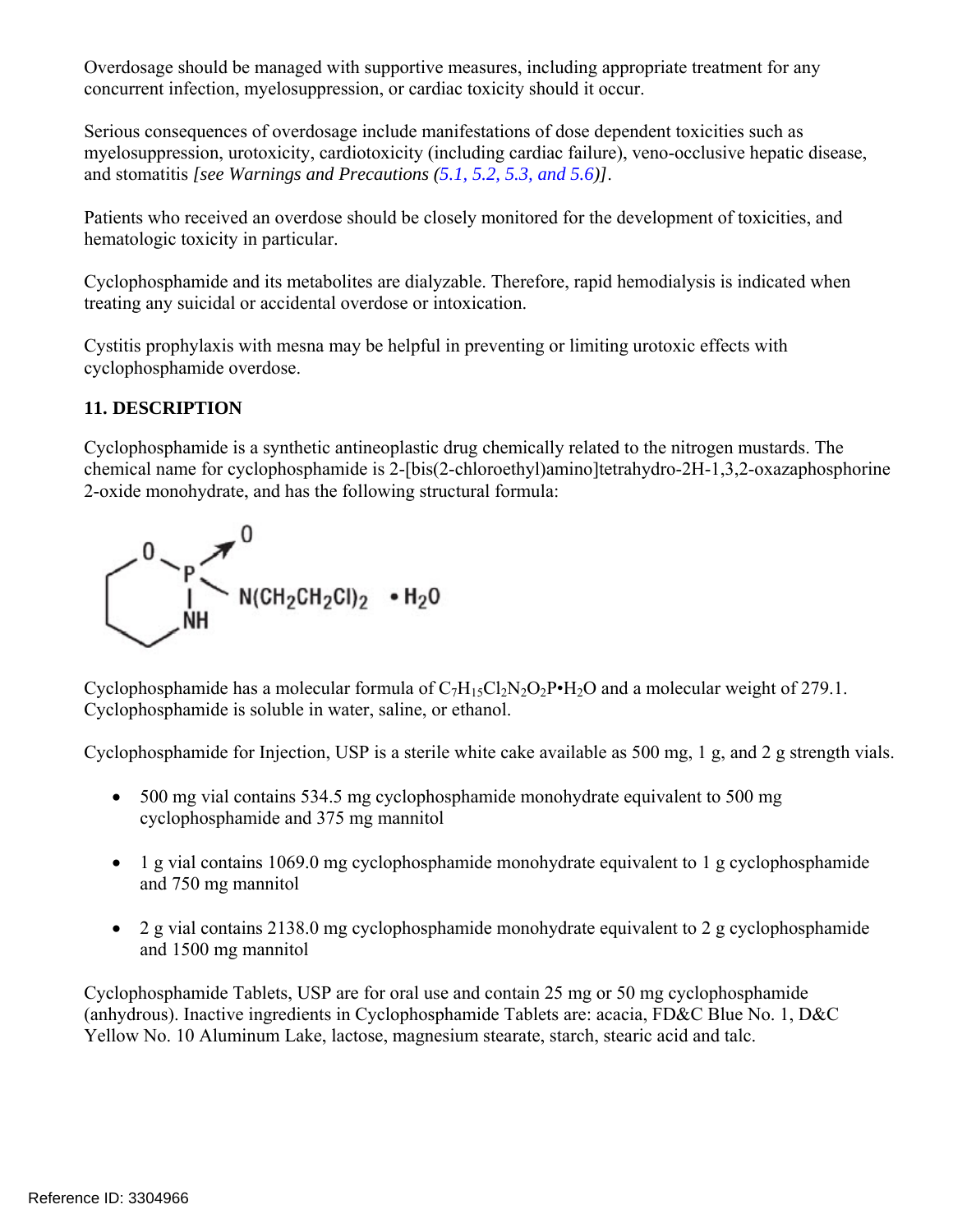Overdosage should be managed with supportive measures, including appropriate treatment for any concurrent infection, myelosuppression, or cardiac toxicity should it occur.

Serious consequences of overdosage include manifestations of dose dependent toxicities such as myelosuppression, urotoxicity, cardiotoxicity (including cardiac failure), veno-occlusive hepatic disease, and stomatitis *[see Warnings and Precautions (5.1, 5.2, 5.3, and 5.6)]*.

Patients who received an overdose should be closely monitored for the development of toxicities, and hematologic toxicity in particular.

Cyclophosphamide and its metabolites are dialyzable. Therefore, rapid hemodialysis is indicated when treating any suicidal or accidental overdose or intoxication.

Cystitis prophylaxis with mesna may be helpful in preventing or limiting urotoxic effects with cyclophosphamide overdose.

## 11. DESCRIPTION

Cyclophosphamide is a synthetic antineoplastic drug chemically related to the nitrogen mustards. The chemical name for cyclophosphamide is 2-[bis(2-chloroethyl)amino]tetrahydro-2H-1,3,2-oxazaphosphorine 2-oxide monohydrate, and has the following structural formula:

Cyclophosphamide has a molecular formula of $C_7H_{15}Cl_2N_2O_2P \cdot H_2O$ and a molecular weight of 279.1. Cyclophosphamide is soluble in water, saline, or ethanol.

Cyclophosphamide for Injection, USP is a sterile white cake available as 500 mg, 1 g, and 2 g strength vials.

- 500 mg vial contains 534.5 mg cyclophosphamide monohydrate equivalent to 500 mg cyclophosphamide and 375 mg mannitol
- 1 g vial contains 1069.0 mg cyclophosphamide monohydrate equivalent to 1 g cyclophosphamide and 750 mg mannitol
- 2 g vial contains 2138.0 mg cyclophosphamide monohydrate equivalent to 2 g cyclophosphamide and 1500 mg mannitol

Cyclophosphamide Tablets, USP are for oral use and contain 25 mg or 50 mg cyclophosphamide (anhydrous). Inactive ingredients in Cyclophosphamide Tablets are: acacia, FD&C Blue No. 1, D&C Yellow No. 10 Aluminum Lake, lactose, magnesium stearate, starch, stearic acid and talc.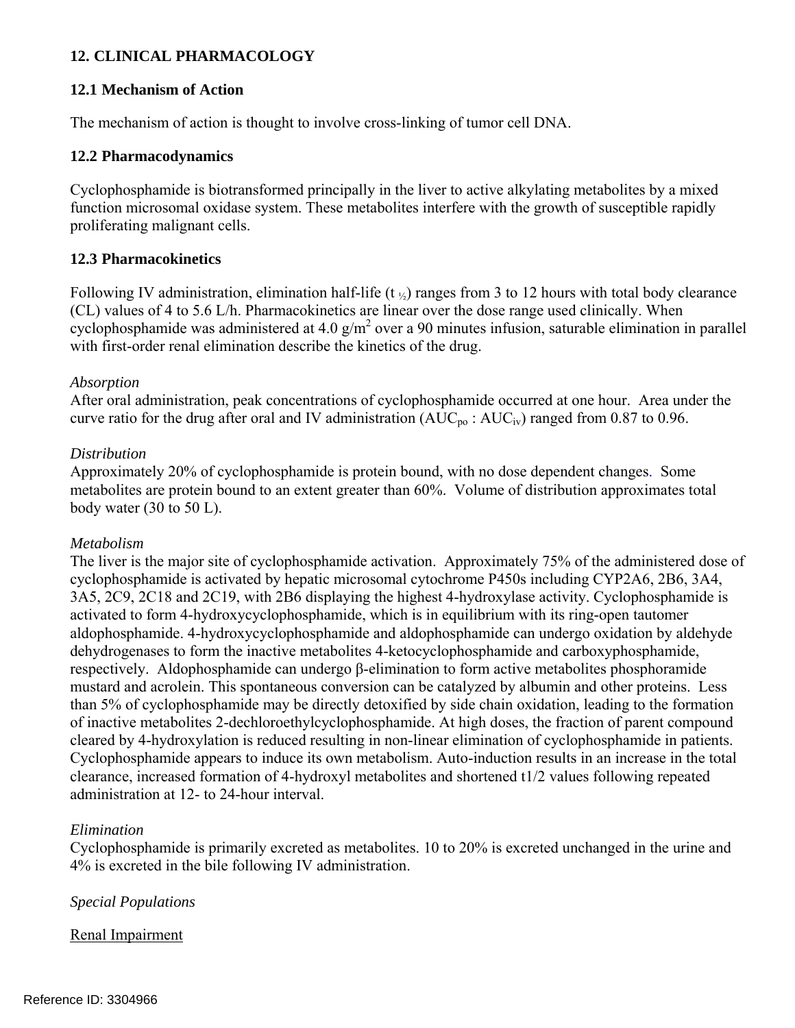## 12. CLINICAL PHARMACOLOGY

### 12.1 Mechanism of Action

The mechanism of action is thought to involve cross-linking of tumor cell DNA.

### 12.2 Pharmacodynamics

Cyclophosphamide is biotransformed principally in the liver to active alkylating metabolites by a mixed function microsomal oxidase system. These metabolites interfere with the growth of susceptible rapidly proliferating malignant cells.

### 12.3 Pharmacokinetics

Following IV administration, elimination half-life ($t_{½}$) ranges from 3 to 12 hours with total body clearance (CL) values of 4 to 5.6 L/h. Pharmacokinetics are linear over the dose range used clinically. When cyclophosphamide was administered at 4.0 $g/m^2$ over a 90 minutes infusion, saturable elimination in parallel with first-order renal elimination describe the kinetics of the drug.

*Absorption*
After oral administration, peak concentrations of cyclophosphamide occurred at one hour. Area under the curve ratio for the drug after oral and IV administration ($AUC_{po}$ : $AUC_{iv}$) ranged from 0.87 to 0.96.

*Distribution*
Approximately 20% of cyclophosphamide is protein bound, with no dose dependent changes. Some metabolites are protein bound to an extent greater than 60%. Volume of distribution approximates total body water (30 to 50 L).

*Metabolism*
The liver is the major site of cyclophosphamide activation. Approximately 75% of the administered dose of cyclophosphamide is activated by hepatic microsomal cytochrome P450s including CYP2A6, 2B6, 3A4, 3A5, 2C9, 2C18 and 2C19, with 2B6 displaying the highest 4-hydroxylase activity. Cyclophosphamide is activated to form 4-hydroxycyclophosphamide, which is in equilibrium with its ring-open tautomer aldophosphamide. 4-hydroxycyclophosphamide and aldophosphamide can undergo oxidation by aldehyde dehydrogenases to form the inactive metabolites 4-ketocyclophosphamide and carboxyphosphamide, respectively. Aldophosphamide can undergo β-elimination to form active metabolites phosphoramide mustard and acrolein. This spontaneous conversion can be catalyzed by albumin and other proteins. Less than 5% of cyclophosphamide may be directly detoxified by side chain oxidation, leading to the formation of inactive metabolites 2-dechloroethylcyclophosphamide. At high doses, the fraction of parent compound cleared by 4-hydroxylation is reduced resulting in non-linear elimination of cyclophosphamide in patients. Cyclophosphamide appears to induce its own metabolism. Auto-induction results in an increase in the total clearance, increased formation of 4-hydroxyl metabolites and shortened t1/2 values following repeated administration at 12- to 24-hour interval.

*Elimination*
Cyclophosphamide is primarily excreted as metabolites. 10 to 20% is excreted unchanged in the urine and 4% is excreted in the bile following IV administration.

*Special Populations*

Renal Impairment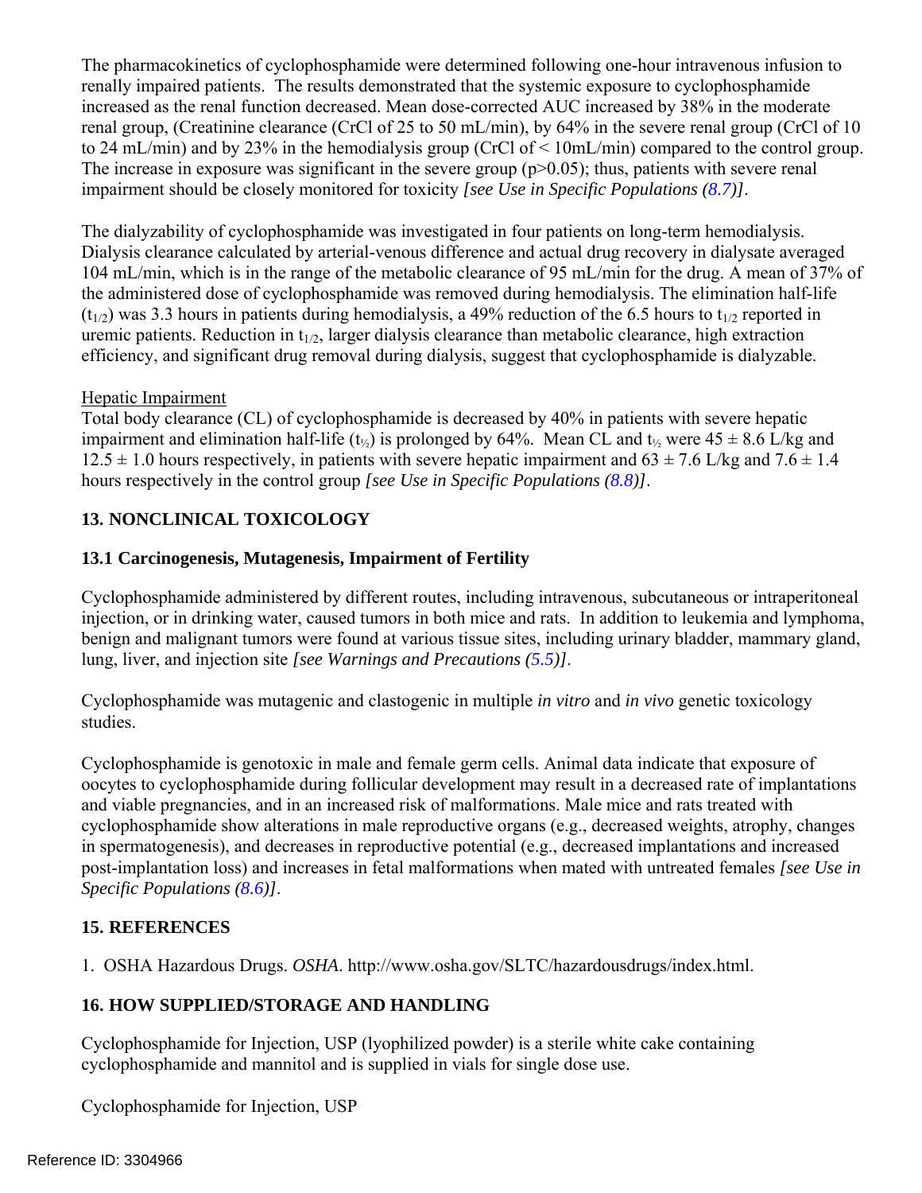The pharmacokinetics of cyclophosphamide were determined following one-hour intravenous infusion to renally impaired patients. The results demonstrated that the systemic exposure to cyclophosphamide increased as the renal function decreased. Mean dose-corrected AUC increased by 38% in the moderate renal group, (Creatinine clearance (CrCl of 25 to 50 mL/min), by 64% in the severe renal group (CrCl of 10 to 24 mL/min) and by 23% in the hemodialysis group (CrCl of < 10mL/min) compared to the control group. The increase in exposure was significant in the severe group ($p>0.05$); thus, patients with severe renal impairment should be closely monitored for toxicity *[see Use in Specific Populations (8.7)]*.

The dialyzability of cyclophosphamide was investigated in four patients on long-term hemodialysis. Dialysis clearance calculated by arterial-venous difference and actual drug recovery in dialysate averaged 104 mL/min, which is in the range of the metabolic clearance of 95 mL/min for the drug. A mean of 37% of the administered dose of cyclophosphamide was removed during hemodialysis. The elimination half-life ($t_{1/2}$) was 3.3 hours in patients during hemodialysis, a 49% reduction of the 6.5 hours to $t_{1/2}$ reported in uremic patients. Reduction in $t_{1/2}$, larger dialysis clearance than metabolic clearance, high extraction efficiency, and significant drug removal during dialysis, suggest that cyclophosphamide is dialyzable.

Hepatic Impairment

Total body clearance (CL) of cyclophosphamide is decreased by 40% in patients with severe hepatic impairment and elimination half-life ($t_{½}$) is prolonged by 64%. Mean CL and $t_{½}$ were 45 ± 8.6 L/kg and 12.5 ± 1.0 hours respectively, in patients with severe hepatic impairment and 63 ± 7.6 L/kg and 7.6 ± 1.4 hours respectively in the control group *[see Use in Specific Populations (8.8)]*.

## 13. NONCLINICAL TOXICOLOGY

### 13.1 Carcinogenesis, Mutagenesis, Impairment of Fertility

Cyclophosphamide administered by different routes, including intravenous, subcutaneous or intraperitoneal injection, or in drinking water, caused tumors in both mice and rats. In addition to leukemia and lymphoma, benign and malignant tumors were found at various tissue sites, including urinary bladder, mammary gland, lung, liver, and injection site *[see Warnings and Precautions (5.5)]*.

Cyclophosphamide was mutagenic and clastogenic in multiple *in vitro* and *in vivo* genetic toxicology studies.

Cyclophosphamide is genotoxic in male and female germ cells. Animal data indicate that exposure of oocytes to cyclophosphamide during follicular development may result in a decreased rate of implantations and viable pregnancies, and in an increased risk of malformations. Male mice and rats treated with cyclophosphamide show alterations in male reproductive organs (e.g., decreased weights, atrophy, changes in spermatogenesis), and decreases in reproductive potential (e.g., decreased implantations and increased post-implantation loss) and increases in fetal malformations when mated with untreated females *[see Use in Specific Populations (8.6)]*.

## 15. REFERENCES

1. OSHA Hazardous Drugs. *OSHA*. http://www.osha.gov/SLTC/hazardousdrugs/index.html.

## 16. HOW SUPPLIED/STORAGE AND HANDLING

Cyclophosphamide for Injection, USP (lyophilized powder) is a sterile white cake containing cyclophosphamide and mannitol and is supplied in vials for single dose use.

Cyclophosphamide for Injection, USP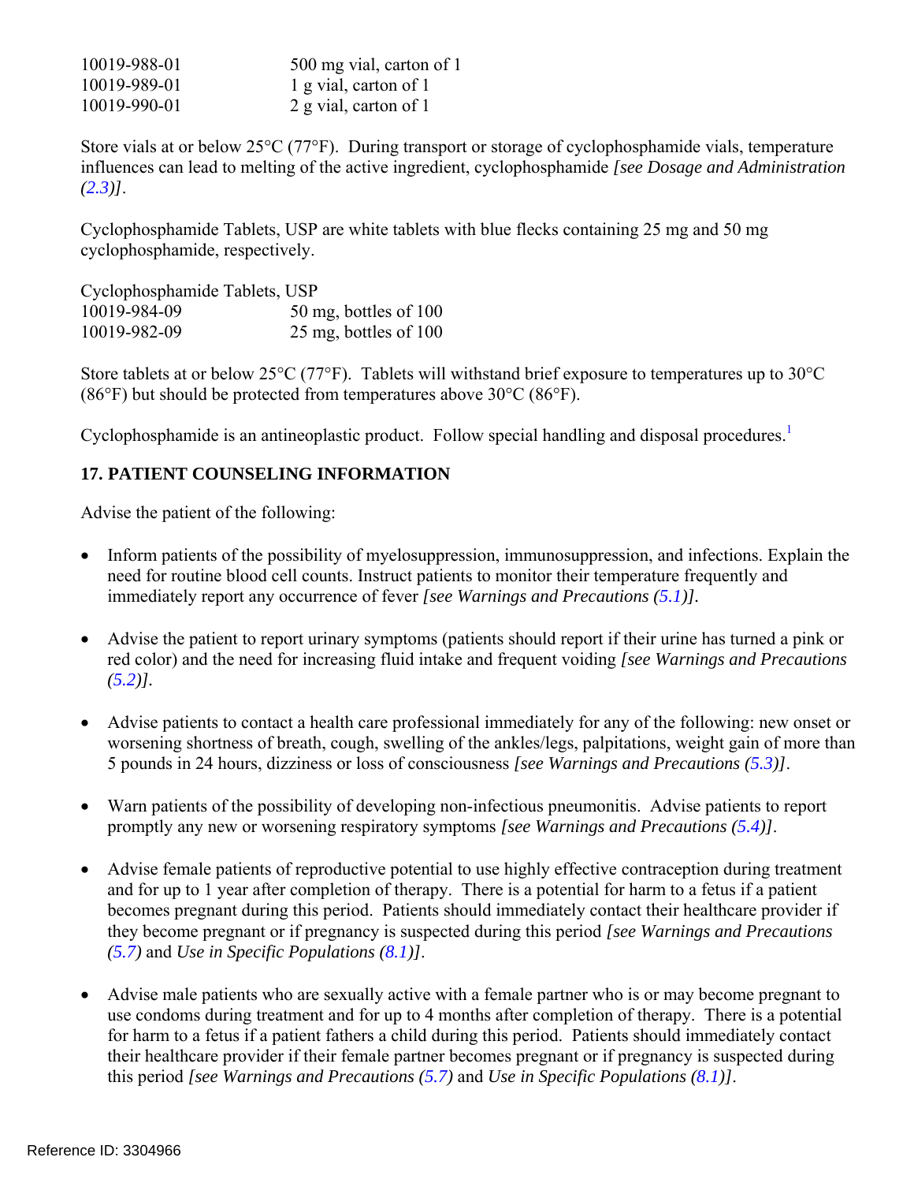| | |
|---|---|
| 10019-988-01 | 500 mg vial, carton of 1 |
| 10019-989-01 | 1 g vial, carton of 1 |
| 10019-990-01 | 2 g vial, carton of 1 |

Store vials at or below 25°C (77°F). During transport or storage of cyclophosphamide vials, temperature influences can lead to melting of the active ingredient, cyclophosphamide *[see Dosage and Administration (2.3)]*.

Cyclophosphamide Tablets, USP are white tablets with blue flecks containing 25 mg and 50 mg cyclophosphamide, respectively.

| Cyclophosphamide Tablets, USP | |
|---|---|
| 10019-984-09 | 50 mg, bottles of 100 |
| 10019-982-09 | 25 mg, bottles of 100 |

Store tablets at or below 25°C (77°F). Tablets will withstand brief exposure to temperatures up to 30°C (86°F) but should be protected from temperatures above 30°C (86°F).

Cyclophosphamide is an antineoplastic product. Follow special handling and disposal procedures.[1]

## 17. PATIENT COUNSELING INFORMATION

Advise the patient of the following:

- Inform patients of the possibility of myelosuppression, immunosuppression, and infections. Explain the need for routine blood cell counts. Instruct patients to monitor their temperature frequently and immediately report any occurrence of fever *[see Warnings and Precautions (5.1)]*.

- Advise the patient to report urinary symptoms (patients should report if their urine has turned a pink or red color) and the need for increasing fluid intake and frequent voiding *[see Warnings and Precautions (5.2)]*.

- Advise patients to contact a health care professional immediately for any of the following: new onset or worsening shortness of breath, cough, swelling of the ankles/legs, palpitations, weight gain of more than 5 pounds in 24 hours, dizziness or loss of consciousness *[see Warnings and Precautions (5.3)]*.

- Warn patients of the possibility of developing non-infectious pneumonitis. Advise patients to report promptly any new or worsening respiratory symptoms *[see Warnings and Precautions (5.4)]*.

- Advise female patients of reproductive potential to use highly effective contraception during treatment and for up to 1 year after completion of therapy. There is a potential for harm to a fetus if a patient becomes pregnant during this period. Patients should immediately contact their healthcare provider if they become pregnant or if pregnancy is suspected during this period *[see Warnings and Precautions (5.7)* and *Use in Specific Populations (8.1)]*.

- Advise male patients who are sexually active with a female partner who is or may become pregnant to use condoms during treatment and for up to 4 months after completion of therapy. There is a potential for harm to a fetus if a patient fathers a child during this period. Patients should immediately contact their healthcare provider if their female partner becomes pregnant or if pregnancy is suspected during this period *[see Warnings and Precautions (5.7)* and *Use in Specific Populations (8.1)]*.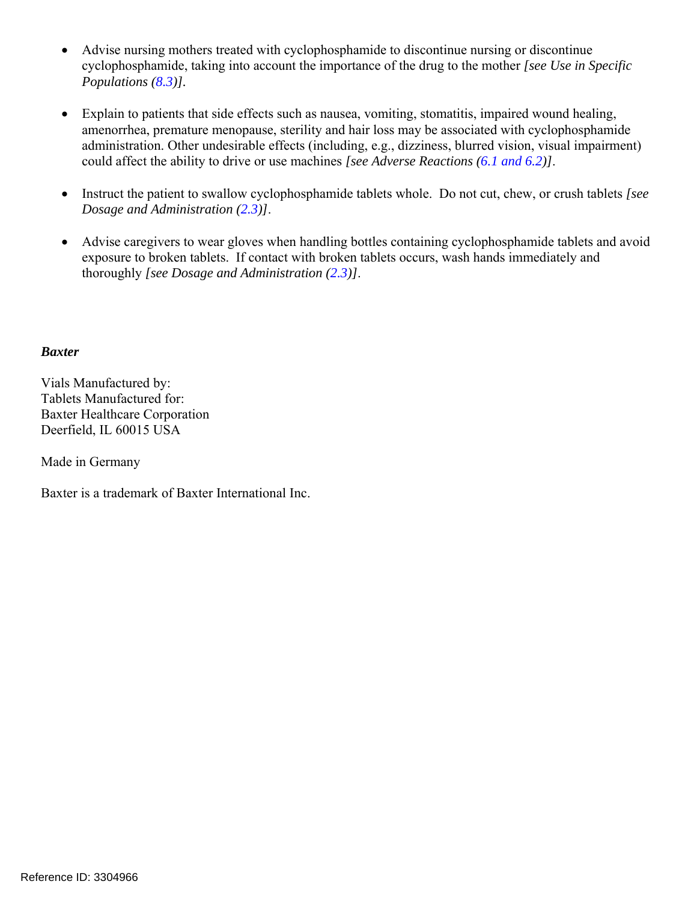- Advise nursing mothers treated with cyclophosphamide to discontinue nursing or discontinue cyclophosphamide, taking into account the importance of the drug to the mother *[see Use in Specific Populations (8.3)]*.

- Explain to patients that side effects such as nausea, vomiting, stomatitis, impaired wound healing, amenorrhea, premature menopause, sterility and hair loss may be associated with cyclophosphamide administration. Other undesirable effects (including, e.g., dizziness, blurred vision, visual impairment) could affect the ability to drive or use machines *[see Adverse Reactions (6.1 and 6.2)]*.

- Instruct the patient to swallow cyclophosphamide tablets whole. Do not cut, chew, or crush tablets *[see Dosage and Administration (2.3)]*.

- Advise caregivers to wear gloves when handling bottles containing cyclophosphamide tablets and avoid exposure to broken tablets. If contact with broken tablets occurs, wash hands immediately and thoroughly *[see Dosage and Administration (2.3)]*.

***Baxter***

Vials Manufactured by:
Tablets Manufactured for:
Baxter Healthcare Corporation
Deerfield, IL 60015 USA

Made in Germany

Baxter is a trademark of Baxter International Inc.

Reference ID: 3304966